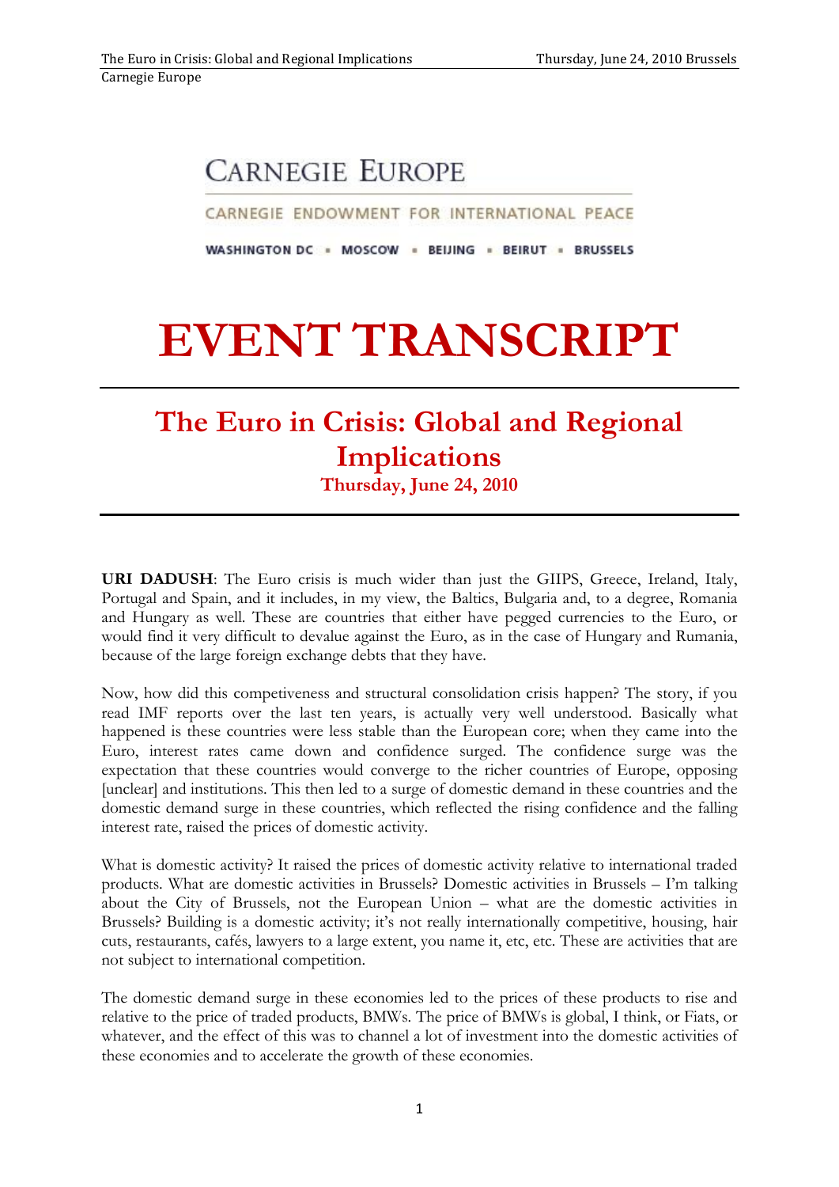# CARNEGIE EUROPE

CARNEGIE ENDOWMENT FOR INTERNATIONAL PEACE

WASHINGTON DC ▪ MOSCOW ▪ BEIJING ▪ BEIRUT ▪ BRUSSELS

# EVENT TRANSCRIPT

## The Euro in Crisis: Global and Regional Implications

### Thursday, June 24, 2010

**URI DADUSH**: The Euro crisis is much wider than just the GIIPS, Greece, Ireland, Italy, Portugal and Spain, and it includes, in my view, the Baltics, Bulgaria and, to a degree, Romania and Hungary as well. These are countries that either have pegged currencies to the Euro, or would find it very difficult to devalue against the Euro, as in the case of Hungary and Rumania, because of the large foreign exchange debts that they have.

Now, how did this competiveness and structural consolidation crisis happen? The story, if you read IMF reports over the last ten years, is actually very well understood. Basically what happened is these countries were less stable than the European core; when they came into the Euro, interest rates came down and confidence surged. The confidence surge was the expectation that these countries would converge to the richer countries of Europe, opposing [unclear] and institutions. This then led to a surge of domestic demand in these countries and the domestic demand surge in these countries, which reflected the rising confidence and the falling interest rate, raised the prices of domestic activity.

What is domestic activity? It raised the prices of domestic activity relative to international traded products. What are domestic activities in Brussels? Domestic activities in Brussels – I'm talking about the City of Brussels, not the European Union – what are the domestic activities in Brussels? Building is a domestic activity; it's not really internationally competitive, housing, hair cuts, restaurants, cafés, lawyers to a large extent, you name it, etc, etc. These are activities that are not subject to international competition.

The domestic demand surge in these economies led to the prices of these products to rise and relative to the price of traded products, BMWs. The price of BMWs is global, I think, or Fiats, or whatever, and the effect of this was to channel a lot of investment into the domestic activities of these economies and to accelerate the growth of these economies.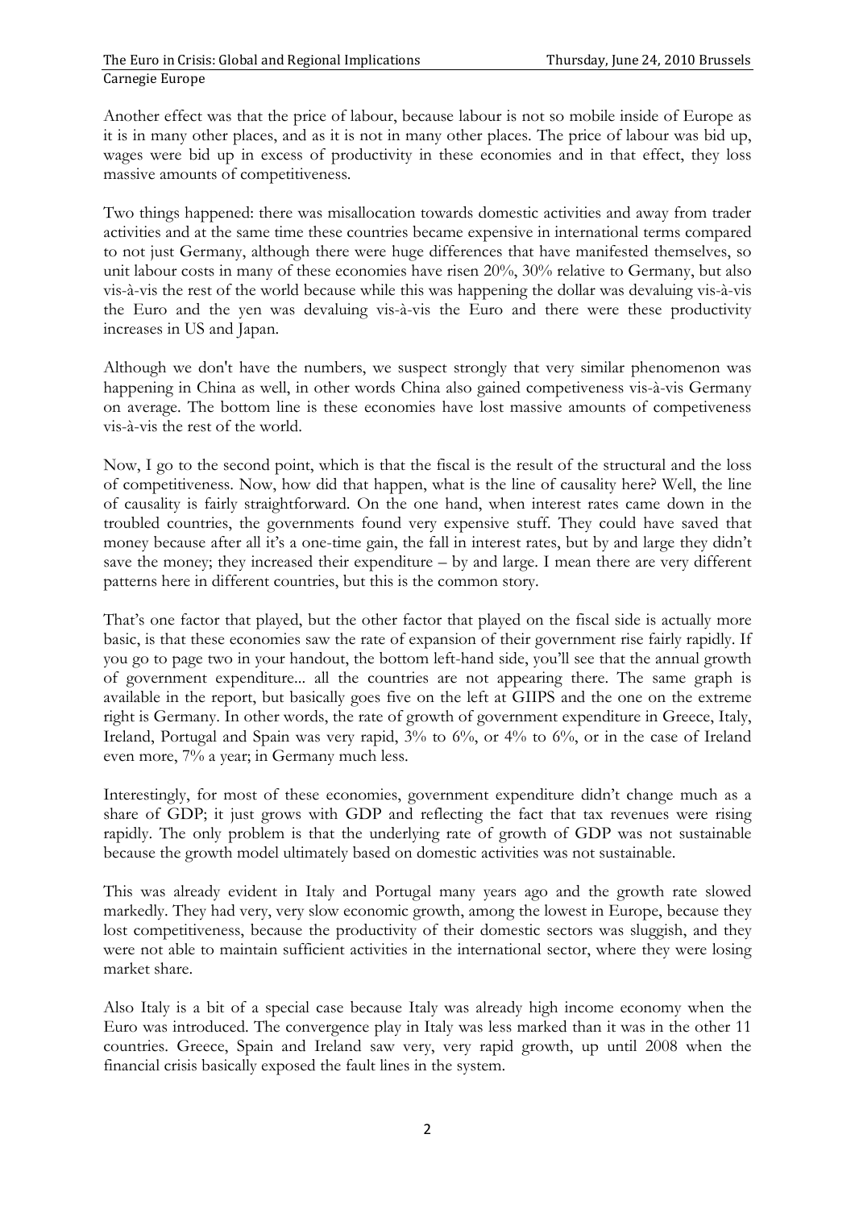Another effect was that the price of labour, because labour is not so mobile inside of Europe as it is in many other places, and as it is not in many other places. The price of labour was bid up, wages were bid up in excess of productivity in these economies and in that effect, they loss massive amounts of competitiveness.

Two things happened: there was misallocation towards domestic activities and away from trader activities and at the same time these countries became expensive in international terms compared to not just Germany, although there were huge differences that have manifested themselves, so unit labour costs in many of these economies have risen 20%, 30% relative to Germany, but also vis-à-vis the rest of the world because while this was happening the dollar was devaluing vis-à-vis the Euro and the yen was devaluing vis-à-vis the Euro and there were these productivity increases in US and Japan.

Although we don't have the numbers, we suspect strongly that very similar phenomenon was happening in China as well, in other words China also gained competiveness vis-à-vis Germany on average. The bottom line is these economies have lost massive amounts of competiveness vis-à-vis the rest of the world.

Now, I go to the second point, which is that the fiscal is the result of the structural and the loss of competitiveness. Now, how did that happen, what is the line of causality here? Well, the line of causality is fairly straightforward. On the one hand, when interest rates came down in the troubled countries, the governments found very expensive stuff. They could have saved that money because after all it's a one-time gain, the fall in interest rates, but by and large they didn't save the money; they increased their expenditure – by and large. I mean there are very different patterns here in different countries, but this is the common story.

That's one factor that played, but the other factor that played on the fiscal side is actually more basic, is that these economies saw the rate of expansion of their government rise fairly rapidly. If you go to page two in your handout, the bottom left-hand side, you'll see that the annual growth of government expenditure... all the countries are not appearing there. The same graph is available in the report, but basically goes five on the left at GIIPS and the one on the extreme right is Germany. In other words, the rate of growth of government expenditure in Greece, Italy, Ireland, Portugal and Spain was very rapid, 3% to 6%, or 4% to 6%, or in the case of Ireland even more, 7% a year; in Germany much less.

Interestingly, for most of these economies, government expenditure didn't change much as a share of GDP; it just grows with GDP and reflecting the fact that tax revenues were rising rapidly. The only problem is that the underlying rate of growth of GDP was not sustainable because the growth model ultimately based on domestic activities was not sustainable.

This was already evident in Italy and Portugal many years ago and the growth rate slowed markedly. They had very, very slow economic growth, among the lowest in Europe, because they lost competitiveness, because the productivity of their domestic sectors was sluggish, and they were not able to maintain sufficient activities in the international sector, where they were losing market share.

Also Italy is a bit of a special case because Italy was already high income economy when the Euro was introduced. The convergence play in Italy was less marked than it was in the other 11 countries. Greece, Spain and Ireland saw very, very rapid growth, up until 2008 when the financial crisis basically exposed the fault lines in the system.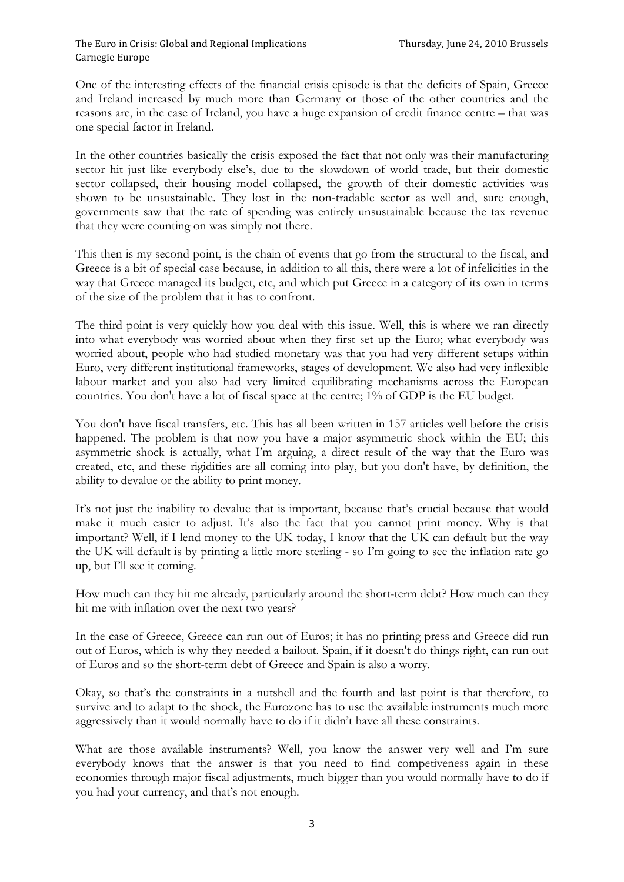One of the interesting effects of the financial crisis episode is that the deficits of Spain, Greece and Ireland increased by much more than Germany or those of the other countries and the reasons are, in the case of Ireland, you have a huge expansion of credit finance centre – that was one special factor in Ireland.

In the other countries basically the crisis exposed the fact that not only was their manufacturing sector hit just like everybody else's, due to the slowdown of world trade, but their domestic sector collapsed, their housing model collapsed, the growth of their domestic activities was shown to be unsustainable. They lost in the non-tradable sector as well and, sure enough, governments saw that the rate of spending was entirely unsustainable because the tax revenue that they were counting on was simply not there.

This then is my second point, is the chain of events that go from the structural to the fiscal, and Greece is a bit of special case because, in addition to all this, there were a lot of infelicities in the way that Greece managed its budget, etc, and which put Greece in a category of its own in terms of the size of the problem that it has to confront.

The third point is very quickly how you deal with this issue. Well, this is where we ran directly into what everybody was worried about when they first set up the Euro; what everybody was worried about, people who had studied monetary was that you had very different setups within Euro, very different institutional frameworks, stages of development. We also had very inflexible labour market and you also had very limited equilibrating mechanisms across the European countries. You don't have a lot of fiscal space at the centre; 1% of GDP is the EU budget.

You don't have fiscal transfers, etc. This has all been written in 157 articles well before the crisis happened. The problem is that now you have a major asymmetric shock within the EU; this asymmetric shock is actually, what I'm arguing, a direct result of the way that the Euro was created, etc, and these rigidities are all coming into play, but you don't have, by definition, the ability to devalue or the ability to print money.

It's not just the inability to devalue that is important, because that's crucial because that would make it much easier to adjust. It's also the fact that you cannot print money. Why is that important? Well, if I lend money to the UK today, I know that the UK can default but the way the UK will default is by printing a little more sterling - so I'm going to see the inflation rate go up, but I'll see it coming.

How much can they hit me already, particularly around the short-term debt? How much can they hit me with inflation over the next two years?

In the case of Greece, Greece can run out of Euros; it has no printing press and Greece did run out of Euros, which is why they needed a bailout. Spain, if it doesn't do things right, can run out of Euros and so the short-term debt of Greece and Spain is also a worry.

Okay, so that's the constraints in a nutshell and the fourth and last point is that therefore, to survive and to adapt to the shock, the Eurozone has to use the available instruments much more aggressively than it would normally have to do if it didn't have all these constraints.

What are those available instruments? Well, you know the answer very well and I'm sure everybody knows that the answer is that you need to find competiveness again in these economies through major fiscal adjustments, much bigger than you would normally have to do if you had your currency, and that's not enough.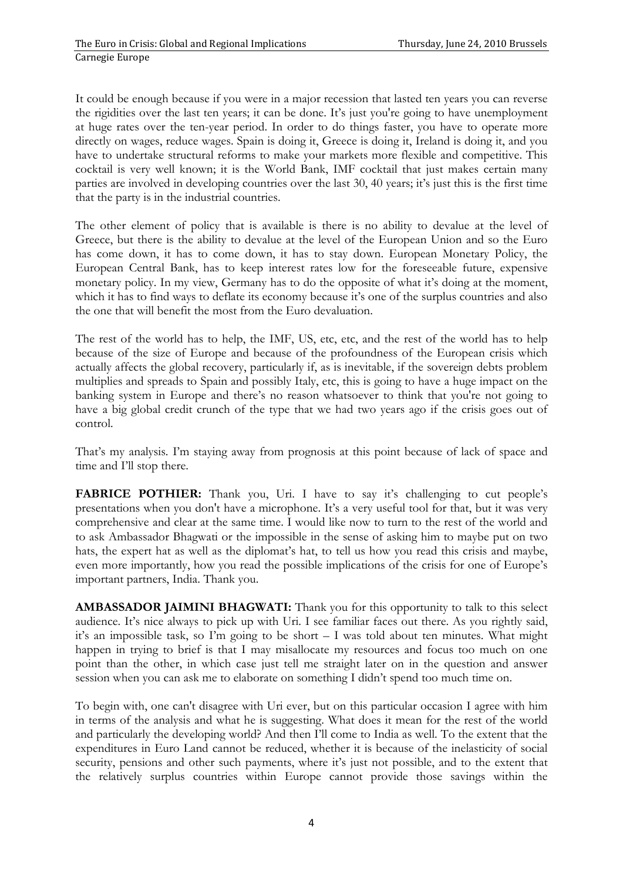It could be enough because if you were in a major recession that lasted ten years you can reverse the rigidities over the last ten years; it can be done. It's just you're going to have unemployment at huge rates over the ten-year period. In order to do things faster, you have to operate more directly on wages, reduce wages. Spain is doing it, Greece is doing it, Ireland is doing it, and you have to undertake structural reforms to make your markets more flexible and competitive. This cocktail is very well known; it is the World Bank, IMF cocktail that just makes certain many parties are involved in developing countries over the last 30, 40 years; it's just this is the first time that the party is in the industrial countries.

The other element of policy that is available is there is no ability to devalue at the level of Greece, but there is the ability to devalue at the level of the European Union and so the Euro has come down, it has to come down, it has to stay down. European Monetary Policy, the European Central Bank, has to keep interest rates low for the foreseeable future, expensive monetary policy. In my view, Germany has to do the opposite of what it's doing at the moment, which it has to find ways to deflate its economy because it's one of the surplus countries and also the one that will benefit the most from the Euro devaluation.

The rest of the world has to help, the IMF, US, etc, etc, and the rest of the world has to help because of the size of Europe and because of the profoundness of the European crisis which actually affects the global recovery, particularly if, as is inevitable, if the sovereign debts problem multiplies and spreads to Spain and possibly Italy, etc, this is going to have a huge impact on the banking system in Europe and there's no reason whatsoever to think that you're not going to have a big global credit crunch of the type that we had two years ago if the crisis goes out of control.

That's my analysis. I'm staying away from prognosis at this point because of lack of space and time and I'll stop there.

**FABRICE POTHIER:** Thank you, Uri. I have to say it's challenging to cut people's presentations when you don't have a microphone. It's a very useful tool for that, but it was very comprehensive and clear at the same time. I would like now to turn to the rest of the world and to ask Ambassador Bhagwati or the impossible in the sense of asking him to maybe put on two hats, the expert hat as well as the diplomat's hat, to tell us how you read this crisis and maybe, even more importantly, how you read the possible implications of the crisis for one of Europe's important partners, India. Thank you.

**AMBASSADOR JAIMINI BHAGWATI:** Thank you for this opportunity to talk to this select audience. It's nice always to pick up with Uri. I see familiar faces out there. As you rightly said, it's an impossible task, so I'm going to be short – I was told about ten minutes. What might happen in trying to brief is that I may misallocate my resources and focus too much on one point than the other, in which case just tell me straight later on in the question and answer session when you can ask me to elaborate on something I didn't spend too much time on.

To begin with, one can't disagree with Uri ever, but on this particular occasion I agree with him in terms of the analysis and what he is suggesting. What does it mean for the rest of the world and particularly the developing world? And then I'll come to India as well. To the extent that the expenditures in Euro Land cannot be reduced, whether it is because of the inelasticity of social security, pensions and other such payments, where it's just not possible, and to the extent that the relatively surplus countries within Europe cannot provide those savings within the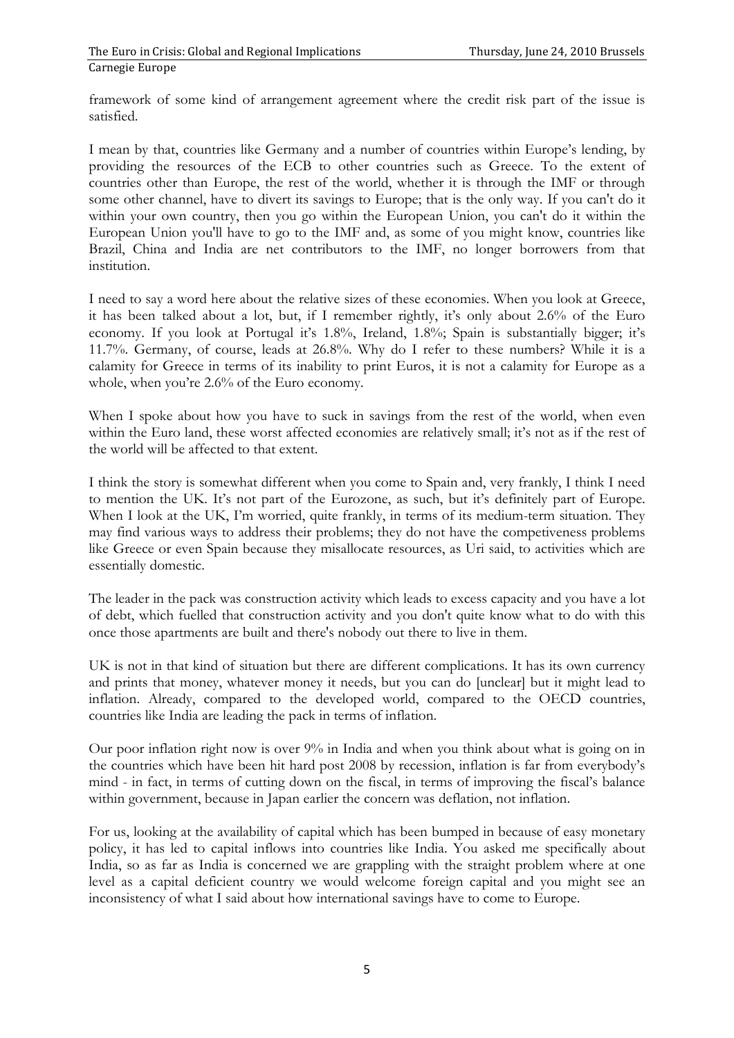framework of some kind of arrangement agreement where the credit risk part of the issue is satisfied.

I mean by that, countries like Germany and a number of countries within Europe's lending, by providing the resources of the ECB to other countries such as Greece. To the extent of countries other than Europe, the rest of the world, whether it is through the IMF or through some other channel, have to divert its savings to Europe; that is the only way. If you can't do it within your own country, then you go within the European Union, you can't do it within the European Union you'll have to go to the IMF and, as some of you might know, countries like Brazil, China and India are net contributors to the IMF, no longer borrowers from that institution.

I need to say a word here about the relative sizes of these economies. When you look at Greece, it has been talked about a lot, but, if I remember rightly, it's only about 2.6% of the Euro economy. If you look at Portugal it's 1.8%, Ireland, 1.8%; Spain is substantially bigger; it's 11.7%. Germany, of course, leads at 26.8%. Why do I refer to these numbers? While it is a calamity for Greece in terms of its inability to print Euros, it is not a calamity for Europe as a whole, when you're 2.6% of the Euro economy.

When I spoke about how you have to suck in savings from the rest of the world, when even within the Euro land, these worst affected economies are relatively small; it's not as if the rest of the world will be affected to that extent.

I think the story is somewhat different when you come to Spain and, very frankly, I think I need to mention the UK. It's not part of the Eurozone, as such, but it's definitely part of Europe. When I look at the UK, I'm worried, quite frankly, in terms of its medium-term situation. They may find various ways to address their problems; they do not have the competiveness problems like Greece or even Spain because they misallocate resources, as Uri said, to activities which are essentially domestic.

The leader in the pack was construction activity which leads to excess capacity and you have a lot of debt, which fuelled that construction activity and you don't quite know what to do with this once those apartments are built and there's nobody out there to live in them.

UK is not in that kind of situation but there are different complications. It has its own currency and prints that money, whatever money it needs, but you can do [unclear] but it might lead to inflation. Already, compared to the developed world, compared to the OECD countries, countries like India are leading the pack in terms of inflation.

Our poor inflation right now is over 9% in India and when you think about what is going on in the countries which have been hit hard post 2008 by recession, inflation is far from everybody's mind - in fact, in terms of cutting down on the fiscal, in terms of improving the fiscal's balance within government, because in Japan earlier the concern was deflation, not inflation.

For us, looking at the availability of capital which has been bumped in because of easy monetary policy, it has led to capital inflows into countries like India. You asked me specifically about India, so as far as India is concerned we are grappling with the straight problem where at one level as a capital deficient country we would welcome foreign capital and you might see an inconsistency of what I said about how international savings have to come to Europe.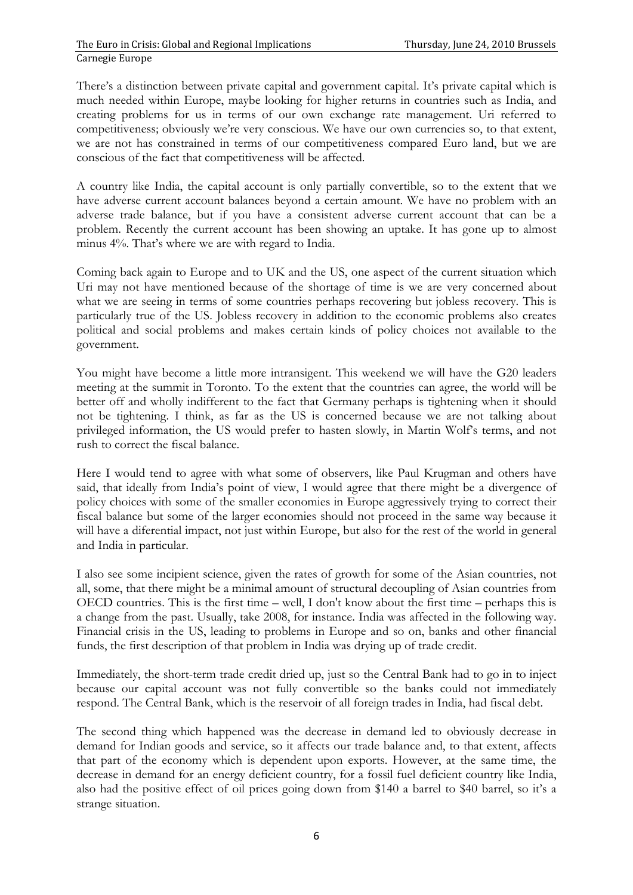There's a distinction between private capital and government capital. It's private capital which is much needed within Europe, maybe looking for higher returns in countries such as India, and creating problems for us in terms of our own exchange rate management. Uri referred to competitiveness; obviously we're very conscious. We have our own currencies so, to that extent, we are not has constrained in terms of our competitiveness compared Euro land, but we are conscious of the fact that competitiveness will be affected.

A country like India, the capital account is only partially convertible, so to the extent that we have adverse current account balances beyond a certain amount. We have no problem with an adverse trade balance, but if you have a consistent adverse current account that can be a problem. Recently the current account has been showing an uptake. It has gone up to almost minus 4%. That's where we are with regard to India.

Coming back again to Europe and to UK and the US, one aspect of the current situation which Uri may not have mentioned because of the shortage of time is we are very concerned about what we are seeing in terms of some countries perhaps recovering but jobless recovery. This is particularly true of the US. Jobless recovery in addition to the economic problems also creates political and social problems and makes certain kinds of policy choices not available to the government.

You might have become a little more intransigent. This weekend we will have the G20 leaders meeting at the summit in Toronto. To the extent that the countries can agree, the world will be better off and wholly indifferent to the fact that Germany perhaps is tightening when it should not be tightening. I think, as far as the US is concerned because we are not talking about privileged information, the US would prefer to hasten slowly, in Martin Wolf's terms, and not rush to correct the fiscal balance.

Here I would tend to agree with what some of observers, like Paul Krugman and others have said, that ideally from India's point of view, I would agree that there might be a divergence of policy choices with some of the smaller economies in Europe aggressively trying to correct their fiscal balance but some of the larger economies should not proceed in the same way because it will have a diferential impact, not just within Europe, but also for the rest of the world in general and India in particular.

I also see some incipient science, given the rates of growth for some of the Asian countries, not all, some, that there might be a minimal amount of structural decoupling of Asian countries from OECD countries. This is the first time – well, I don't know about the first time – perhaps this is a change from the past. Usually, take 2008, for instance. India was affected in the following way. Financial crisis in the US, leading to problems in Europe and so on, banks and other financial funds, the first description of that problem in India was drying up of trade credit.

Immediately, the short-term trade credit dried up, just so the Central Bank had to go in to inject because our capital account was not fully convertible so the banks could not immediately respond. The Central Bank, which is the reservoir of all foreign trades in India, had fiscal debt.

The second thing which happened was the decrease in demand led to obviously decrease in demand for Indian goods and service, so it affects our trade balance and, to that extent, affects that part of the economy which is dependent upon exports. However, at the same time, the decrease in demand for an energy deficient country, for a fossil fuel deficient country like India, also had the positive effect of oil prices going down from $140 a barrel to $40 barrel, so it's a strange situation.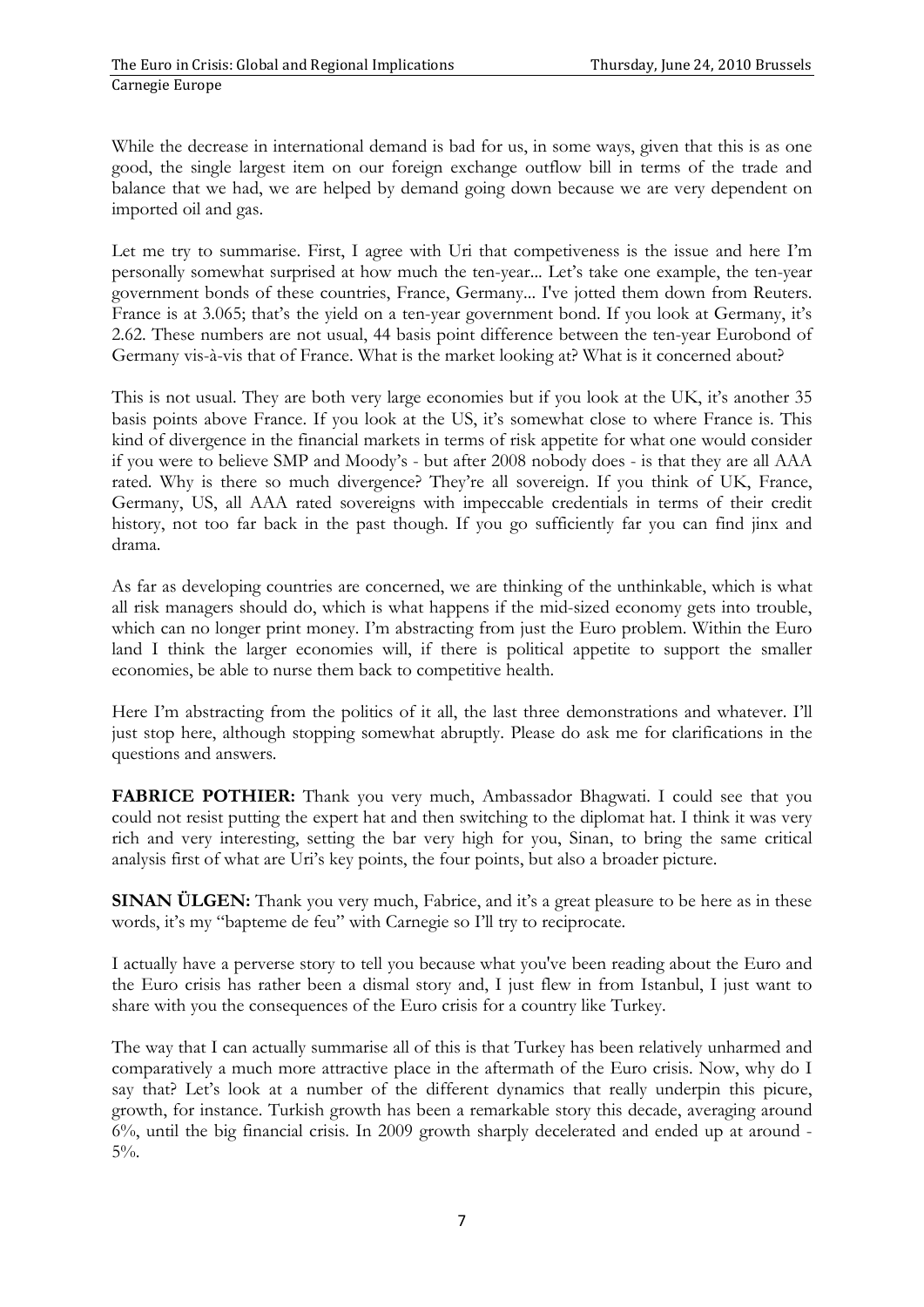While the decrease in international demand is bad for us, in some ways, given that this is as one good, the single largest item on our foreign exchange outflow bill in terms of the trade and balance that we had, we are helped by demand going down because we are very dependent on imported oil and gas.

Let me try to summarise. First, I agree with Uri that competiveness is the issue and here I'm personally somewhat surprised at how much the ten-year... Let's take one example, the ten-year government bonds of these countries, France, Germany... I've jotted them down from Reuters. France is at 3.065; that's the yield on a ten-year government bond. If you look at Germany, it's 2.62. These numbers are not usual, 44 basis point difference between the ten-year Eurobond of Germany vis-à-vis that of France. What is the market looking at? What is it concerned about?

This is not usual. They are both very large economies but if you look at the UK, it's another 35 basis points above France. If you look at the US, it's somewhat close to where France is. This kind of divergence in the financial markets in terms of risk appetite for what one would consider if you were to believe SMP and Moody's - but after 2008 nobody does - is that they are all AAA rated. Why is there so much divergence? They're all sovereign. If you think of UK, France, Germany, US, all AAA rated sovereigns with impeccable credentials in terms of their credit history, not too far back in the past though. If you go sufficiently far you can find jinx and drama.

As far as developing countries are concerned, we are thinking of the unthinkable, which is what all risk managers should do, which is what happens if the mid-sized economy gets into trouble, which can no longer print money. I'm abstracting from just the Euro problem. Within the Euro land I think the larger economies will, if there is political appetite to support the smaller economies, be able to nurse them back to competitive health.

Here I'm abstracting from the politics of it all, the last three demonstrations and whatever. I'll just stop here, although stopping somewhat abruptly. Please do ask me for clarifications in the questions and answers.

**FABRICE POTHIER:** Thank you very much, Ambassador Bhagwati. I could see that you could not resist putting the expert hat and then switching to the diplomat hat. I think it was very rich and very interesting, setting the bar very high for you, Sinan, to bring the same critical analysis first of what are Uri's key points, the four points, but also a broader picture.

**SINAN ÜLGEN:** Thank you very much, Fabrice, and it's a great pleasure to be here as in these words, it's my "bapteme de feu" with Carnegie so I'll try to reciprocate.

I actually have a perverse story to tell you because what you've been reading about the Euro and the Euro crisis has rather been a dismal story and, I just flew in from Istanbul, I just want to share with you the consequences of the Euro crisis for a country like Turkey.

The way that I can actually summarise all of this is that Turkey has been relatively unharmed and comparatively a much more attractive place in the aftermath of the Euro crisis. Now, why do I say that? Let's look at a number of the different dynamics that really underpin this picure, growth, for instance. Turkish growth has been a remarkable story this decade, averaging around 6%, until the big financial crisis. In 2009 growth sharply decelerated and ended up at around -5%.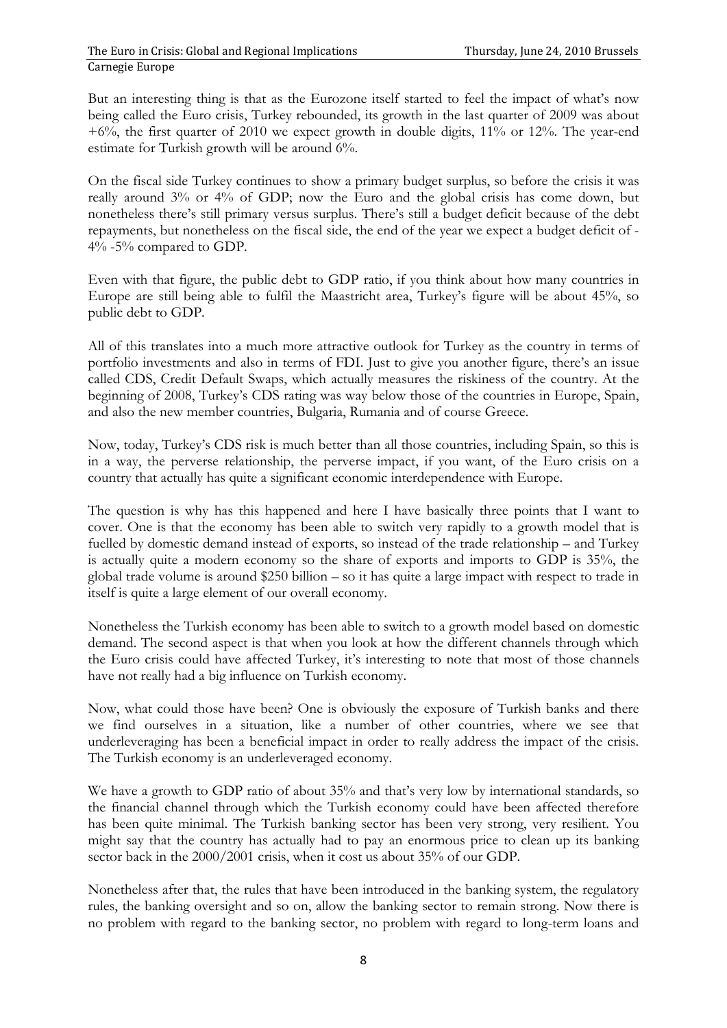But an interesting thing is that as the Eurozone itself started to feel the impact of what's now being called the Euro crisis, Turkey rebounded, its growth in the last quarter of 2009 was about +6%, the first quarter of 2010 we expect growth in double digits, 11% or 12%. The year-end estimate for Turkish growth will be around 6%.

On the fiscal side Turkey continues to show a primary budget surplus, so before the crisis it was really around 3% or 4% of GDP; now the Euro and the global crisis has come down, but nonetheless there's still primary versus surplus. There's still a budget deficit because of the debt repayments, but nonetheless on the fiscal side, the end of the year we expect a budget deficit of -4% -5% compared to GDP.

Even with that figure, the public debt to GDP ratio, if you think about how many countries in Europe are still being able to fulfil the Maastricht area, Turkey's figure will be about 45%, so public debt to GDP.

All of this translates into a much more attractive outlook for Turkey as the country in terms of portfolio investments and also in terms of FDI. Just to give you another figure, there's an issue called CDS, Credit Default Swaps, which actually measures the riskiness of the country. At the beginning of 2008, Turkey's CDS rating was way below those of the countries in Europe, Spain, and also the new member countries, Bulgaria, Rumania and of course Greece.

Now, today, Turkey's CDS risk is much better than all those countries, including Spain, so this is in a way, the perverse relationship, the perverse impact, if you want, of the Euro crisis on a country that actually has quite a significant economic interdependence with Europe.

The question is why has this happened and here I have basically three points that I want to cover. One is that the economy has been able to switch very rapidly to a growth model that is fuelled by domestic demand instead of exports, so instead of the trade relationship – and Turkey is actually quite a modern economy so the share of exports and imports to GDP is 35%, the global trade volume is around $250 billion – so it has quite a large impact with respect to trade in itself is quite a large element of our overall economy.

Nonetheless the Turkish economy has been able to switch to a growth model based on domestic demand. The second aspect is that when you look at how the different channels through which the Euro crisis could have affected Turkey, it's interesting to note that most of those channels have not really had a big influence on Turkish economy.

Now, what could those have been? One is obviously the exposure of Turkish banks and there we find ourselves in a situation, like a number of other countries, where we see that underleveraging has been a beneficial impact in order to really address the impact of the crisis. The Turkish economy is an underleveraged economy.

We have a growth to GDP ratio of about 35% and that's very low by international standards, so the financial channel through which the Turkish economy could have been affected therefore has been quite minimal. The Turkish banking sector has been very strong, very resilient. You might say that the country has actually had to pay an enormous price to clean up its banking sector back in the 2000/2001 crisis, when it cost us about 35% of our GDP.

Nonetheless after that, the rules that have been introduced in the banking system, the regulatory rules, the banking oversight and so on, allow the banking sector to remain strong. Now there is no problem with regard to the banking sector, no problem with regard to long-term loans and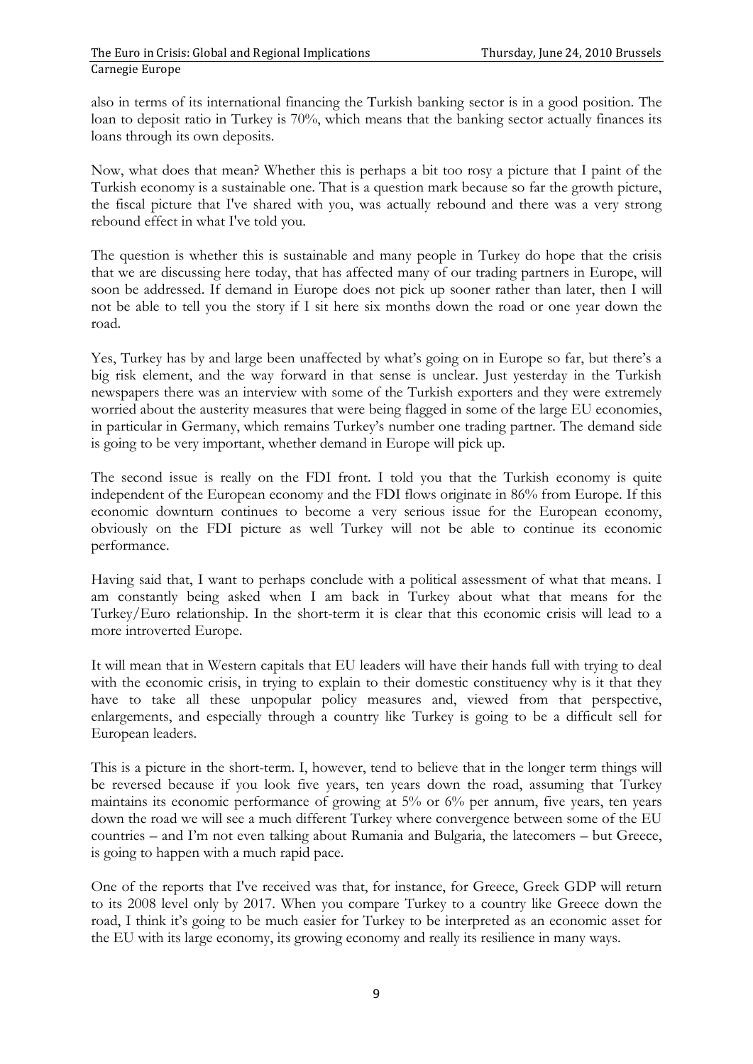also in terms of its international financing the Turkish banking sector is in a good position. The loan to deposit ratio in Turkey is 70%, which means that the banking sector actually finances its loans through its own deposits.

Now, what does that mean? Whether this is perhaps a bit too rosy a picture that I paint of the Turkish economy is a sustainable one. That is a question mark because so far the growth picture, the fiscal picture that I've shared with you, was actually rebound and there was a very strong rebound effect in what I've told you.

The question is whether this is sustainable and many people in Turkey do hope that the crisis that we are discussing here today, that has affected many of our trading partners in Europe, will soon be addressed. If demand in Europe does not pick up sooner rather than later, then I will not be able to tell you the story if I sit here six months down the road or one year down the road.

Yes, Turkey has by and large been unaffected by what's going on in Europe so far, but there's a big risk element, and the way forward in that sense is unclear. Just yesterday in the Turkish newspapers there was an interview with some of the Turkish exporters and they were extremely worried about the austerity measures that were being flagged in some of the large EU economies, in particular in Germany, which remains Turkey's number one trading partner. The demand side is going to be very important, whether demand in Europe will pick up.

The second issue is really on the FDI front. I told you that the Turkish economy is quite independent of the European economy and the FDI flows originate in 86% from Europe. If this economic downturn continues to become a very serious issue for the European economy, obviously on the FDI picture as well Turkey will not be able to continue its economic performance.

Having said that, I want to perhaps conclude with a political assessment of what that means. I am constantly being asked when I am back in Turkey about what that means for the Turkey/Euro relationship. In the short-term it is clear that this economic crisis will lead to a more introverted Europe.

It will mean that in Western capitals that EU leaders will have their hands full with trying to deal with the economic crisis, in trying to explain to their domestic constituency why is it that they have to take all these unpopular policy measures and, viewed from that perspective, enlargements, and especially through a country like Turkey is going to be a difficult sell for European leaders.

This is a picture in the short-term. I, however, tend to believe that in the longer term things will be reversed because if you look five years, ten years down the road, assuming that Turkey maintains its economic performance of growing at 5% or 6% per annum, five years, ten years down the road we will see a much different Turkey where convergence between some of the EU countries – and I'm not even talking about Rumania and Bulgaria, the latecomers – but Greece, is going to happen with a much rapid pace.

One of the reports that I've received was that, for instance, for Greece, Greek GDP will return to its 2008 level only by 2017. When you compare Turkey to a country like Greece down the road, I think it's going to be much easier for Turkey to be interpreted as an economic asset for the EU with its large economy, its growing economy and really its resilience in many ways.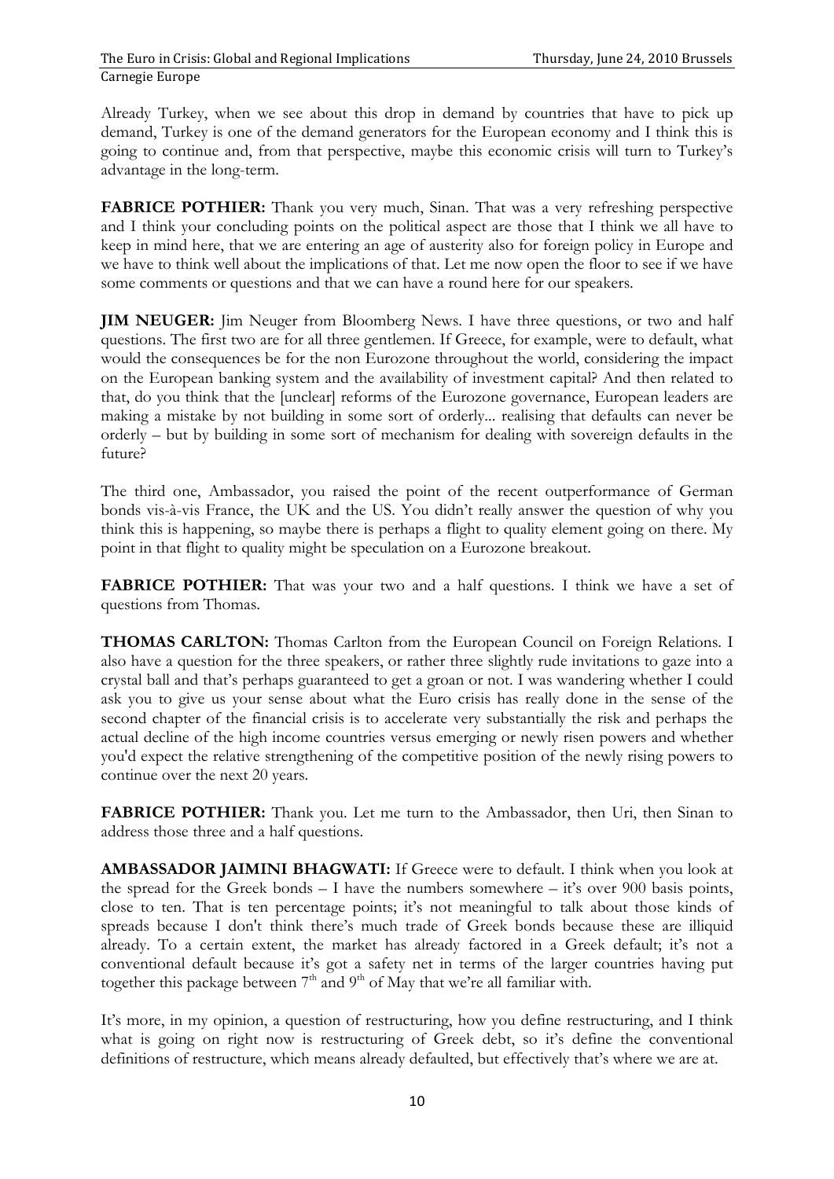Already Turkey, when we see about this drop in demand by countries that have to pick up demand, Turkey is one of the demand generators for the European economy and I think this is going to continue and, from that perspective, maybe this economic crisis will turn to Turkey's advantage in the long-term.

**FABRICE POTHIER:** Thank you very much, Sinan. That was a very refreshing perspective and I think your concluding points on the political aspect are those that I think we all have to keep in mind here, that we are entering an age of austerity also for foreign policy in Europe and we have to think well about the implications of that. Let me now open the floor to see if we have some comments or questions and that we can have a round here for our speakers.

**JIM NEUGER:** Jim Neuger from Bloomberg News. I have three questions, or two and half questions. The first two are for all three gentlemen. If Greece, for example, were to default, what would the consequences be for the non Eurozone throughout the world, considering the impact on the European banking system and the availability of investment capital? And then related to that, do you think that the [unclear] reforms of the Eurozone governance, European leaders are making a mistake by not building in some sort of orderly... realising that defaults can never be orderly – but by building in some sort of mechanism for dealing with sovereign defaults in the future?

The third one, Ambassador, you raised the point of the recent outperformance of German bonds vis-à-vis France, the UK and the US. You didn't really answer the question of why you think this is happening, so maybe there is perhaps a flight to quality element going on there. My point in that flight to quality might be speculation on a Eurozone breakout.

**FABRICE POTHIER:** That was your two and a half questions. I think we have a set of questions from Thomas.

**THOMAS CARLTON:** Thomas Carlton from the European Council on Foreign Relations. I also have a question for the three speakers, or rather three slightly rude invitations to gaze into a crystal ball and that's perhaps guaranteed to get a groan or not. I was wandering whether I could ask you to give us your sense about what the Euro crisis has really done in the sense of the second chapter of the financial crisis is to accelerate very substantially the risk and perhaps the actual decline of the high income countries versus emerging or newly risen powers and whether you'd expect the relative strengthening of the competitive position of the newly rising powers to continue over the next 20 years.

**FABRICE POTHIER:** Thank you. Let me turn to the Ambassador, then Uri, then Sinan to address those three and a half questions.

**AMBASSADOR JAIMINI BHAGWATI:** If Greece were to default. I think when you look at the spread for the Greek bonds – I have the numbers somewhere – it's over 900 basis points, close to ten. That is ten percentage points; it's not meaningful to talk about those kinds of spreads because I don't think there's much trade of Greek bonds because these are illiquid already. To a certain extent, the market has already factored in a Greek default; it's not a conventional default because it's got a safety net in terms of the larger countries having put together this package between 7th and 9th of May that we're all familiar with.

It's more, in my opinion, a question of restructuring, how you define restructuring, and I think what is going on right now is restructuring of Greek debt, so it's define the conventional definitions of restructure, which means already defaulted, but effectively that's where we are at.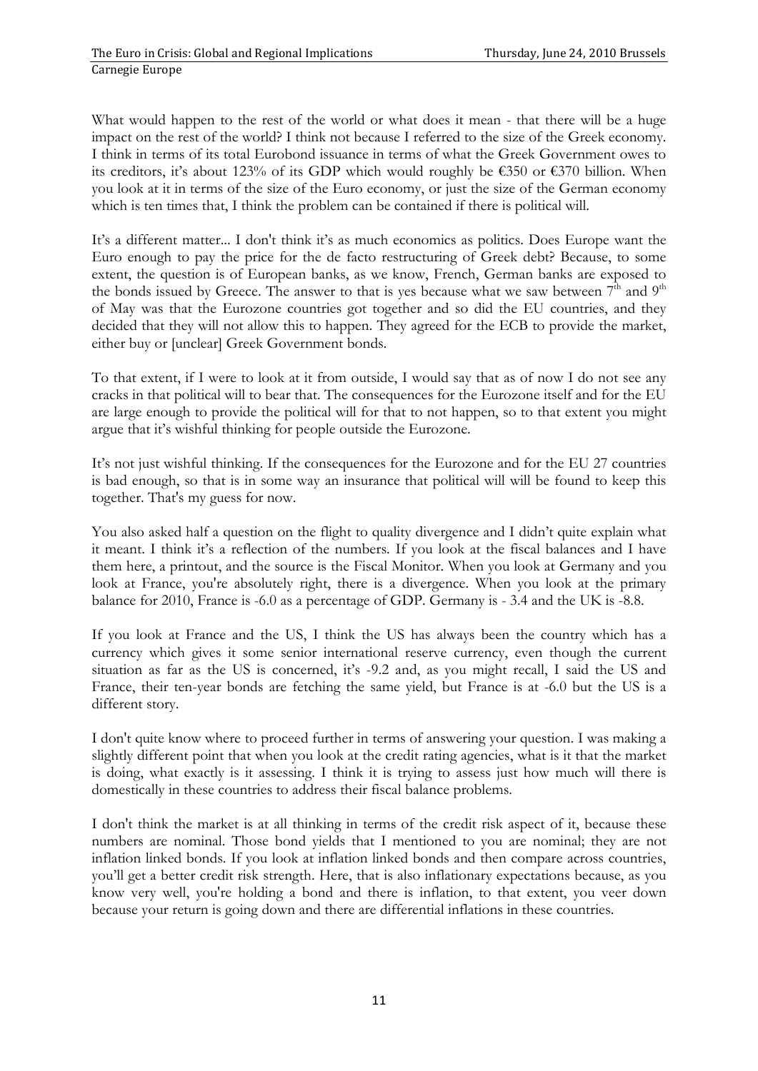What would happen to the rest of the world or what does it mean - that there will be a huge impact on the rest of the world? I think not because I referred to the size of the Greek economy. I think in terms of its total Eurobond issuance in terms of what the Greek Government owes to its creditors, it's about 123% of its GDP which would roughly be €350 or €370 billion. When you look at it in terms of the size of the Euro economy, or just the size of the German economy which is ten times that, I think the problem can be contained if there is political will.

It's a different matter... I don't think it's as much economics as politics. Does Europe want the Euro enough to pay the price for the de facto restructuring of Greek debt? Because, to some extent, the question is of European banks, as we know, French, German banks are exposed to the bonds issued by Greece. The answer to that is yes because what we saw between 7th and 9th of May was that the Eurozone countries got together and so did the EU countries, and they decided that they will not allow this to happen. They agreed for the ECB to provide the market, either buy or [unclear] Greek Government bonds.

To that extent, if I were to look at it from outside, I would say that as of now I do not see any cracks in that political will to bear that. The consequences for the Eurozone itself and for the EU are large enough to provide the political will for that to not happen, so to that extent you might argue that it's wishful thinking for people outside the Eurozone.

It's not just wishful thinking. If the consequences for the Eurozone and for the EU 27 countries is bad enough, so that is in some way an insurance that political will will be found to keep this together. That's my guess for now.

You also asked half a question on the flight to quality divergence and I didn't quite explain what it meant. I think it's a reflection of the numbers. If you look at the fiscal balances and I have them here, a printout, and the source is the Fiscal Monitor. When you look at Germany and you look at France, you're absolutely right, there is a divergence. When you look at the primary balance for 2010, France is -6.0 as a percentage of GDP. Germany is - 3.4 and the UK is -8.8.

If you look at France and the US, I think the US has always been the country which has a currency which gives it some senior international reserve currency, even though the current situation as far as the US is concerned, it's -9.2 and, as you might recall, I said the US and France, their ten-year bonds are fetching the same yield, but France is at -6.0 but the US is a different story.

I don't quite know where to proceed further in terms of answering your question. I was making a slightly different point that when you look at the credit rating agencies, what is it that the market is doing, what exactly is it assessing. I think it is trying to assess just how much will there is domestically in these countries to address their fiscal balance problems.

I don't think the market is at all thinking in terms of the credit risk aspect of it, because these numbers are nominal. Those bond yields that I mentioned to you are nominal; they are not inflation linked bonds. If you look at inflation linked bonds and then compare across countries, you'll get a better credit risk strength. Here, that is also inflationary expectations because, as you know very well, you're holding a bond and there is inflation, to that extent, you veer down because your return is going down and there are differential inflations in these countries.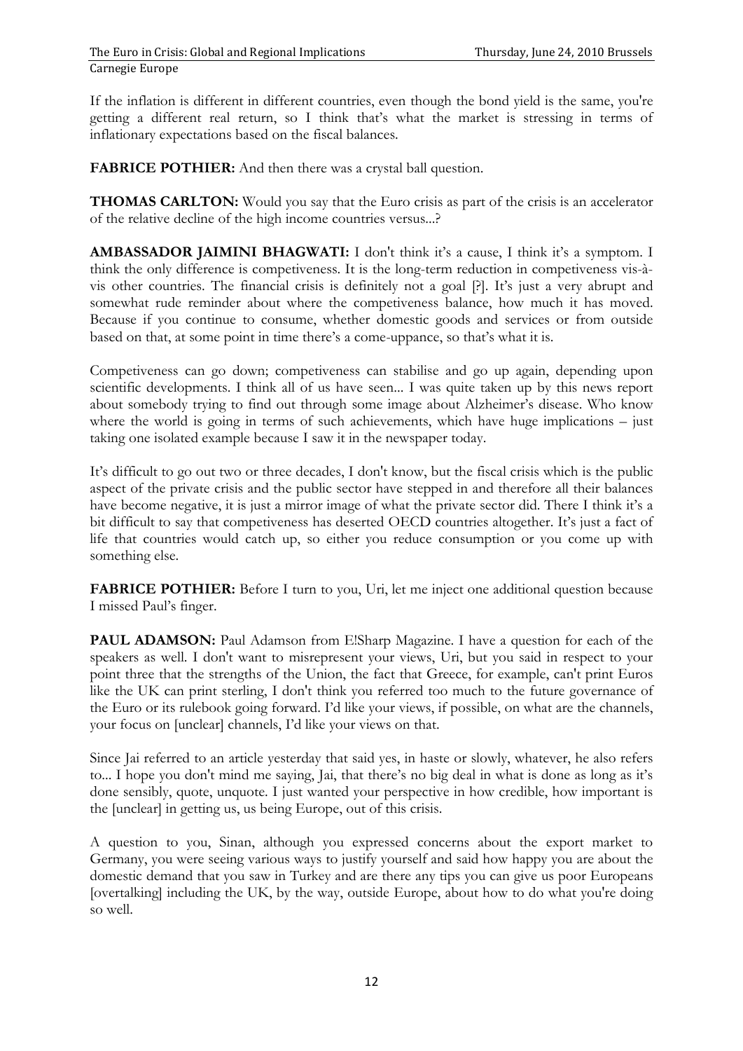If the inflation is different in different countries, even though the bond yield is the same, you're getting a different real return, so I think that's what the market is stressing in terms of inflationary expectations based on the fiscal balances.

**FABRICE POTHIER:** And then there was a crystal ball question.

**THOMAS CARLTON:** Would you say that the Euro crisis as part of the crisis is an accelerator of the relative decline of the high income countries versus...?

**AMBASSADOR JAIMINI BHAGWATI:** I don't think it's a cause, I think it's a symptom. I think the only difference is competiveness. It is the long-term reduction in competiveness vis-à-vis other countries. The financial crisis is definitely not a goal [?]. It's just a very abrupt and somewhat rude reminder about where the competiveness balance, how much it has moved. Because if you continue to consume, whether domestic goods and services or from outside based on that, at some point in time there's a come-uppance, so that's what it is.

Competiveness can go down; competiveness can stabilise and go up again, depending upon scientific developments. I think all of us have seen... I was quite taken up by this news report about somebody trying to find out through some image about Alzheimer's disease. Who know where the world is going in terms of such achievements, which have huge implications – just taking one isolated example because I saw it in the newspaper today.

It's difficult to go out two or three decades, I don't know, but the fiscal crisis which is the public aspect of the private crisis and the public sector have stepped in and therefore all their balances have become negative, it is just a mirror image of what the private sector did. There I think it's a bit difficult to say that competiveness has deserted OECD countries altogether. It's just a fact of life that countries would catch up, so either you reduce consumption or you come up with something else.

**FABRICE POTHIER:** Before I turn to you, Uri, let me inject one additional question because I missed Paul's finger.

**PAUL ADAMSON:** Paul Adamson from E!Sharp Magazine. I have a question for each of the speakers as well. I don't want to misrepresent your views, Uri, but you said in respect to your point three that the strengths of the Union, the fact that Greece, for example, can't print Euros like the UK can print sterling, I don't think you referred too much to the future governance of the Euro or its rulebook going forward. I'd like your views, if possible, on what are the channels, your focus on [unclear] channels, I'd like your views on that.

Since Jai referred to an article yesterday that said yes, in haste or slowly, whatever, he also refers to... I hope you don't mind me saying, Jai, that there's no big deal in what is done as long as it's done sensibly, quote, unquote. I just wanted your perspective in how credible, how important is the [unclear] in getting us, us being Europe, out of this crisis.

A question to you, Sinan, although you expressed concerns about the export market to Germany, you were seeing various ways to justify yourself and said how happy you are about the domestic demand that you saw in Turkey and are there any tips you can give us poor Europeans [overtalking] including the UK, by the way, outside Europe, about how to do what you're doing so well.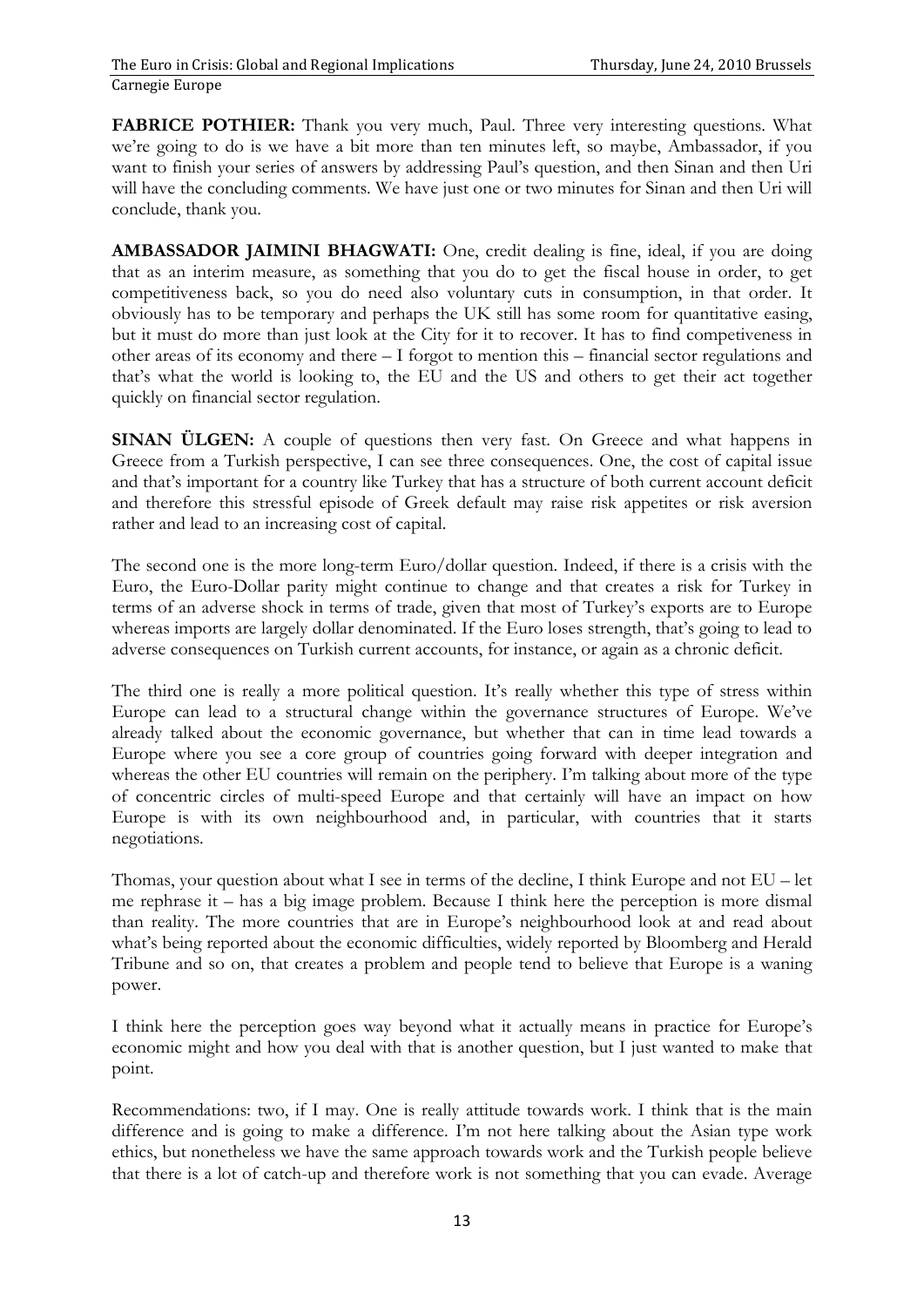**FABRICE POTHIER:** Thank you very much, Paul. Three very interesting questions. What we're going to do is we have a bit more than ten minutes left, so maybe, Ambassador, if you want to finish your series of answers by addressing Paul's question, and then Sinan and then Uri will have the concluding comments. We have just one or two minutes for Sinan and then Uri will conclude, thank you.

**AMBASSADOR JAIMINI BHAGWATI:** One, credit dealing is fine, ideal, if you are doing that as an interim measure, as something that you do to get the fiscal house in order, to get competitiveness back, so you do need also voluntary cuts in consumption, in that order. It obviously has to be temporary and perhaps the UK still has some room for quantitative easing, but it must do more than just look at the City for it to recover. It has to find competiveness in other areas of its economy and there – I forgot to mention this – financial sector regulations and that's what the world is looking to, the EU and the US and others to get their act together quickly on financial sector regulation.

**SINAN ÜLGEN:** A couple of questions then very fast. On Greece and what happens in Greece from a Turkish perspective, I can see three consequences. One, the cost of capital issue and that's important for a country like Turkey that has a structure of both current account deficit and therefore this stressful episode of Greek default may raise risk appetites or risk aversion rather and lead to an increasing cost of capital.

The second one is the more long-term Euro/dollar question. Indeed, if there is a crisis with the Euro, the Euro-Dollar parity might continue to change and that creates a risk for Turkey in terms of an adverse shock in terms of trade, given that most of Turkey's exports are to Europe whereas imports are largely dollar denominated. If the Euro loses strength, that's going to lead to adverse consequences on Turkish current accounts, for instance, or again as a chronic deficit.

The third one is really a more political question. It's really whether this type of stress within Europe can lead to a structural change within the governance structures of Europe. We've already talked about the economic governance, but whether that can in time lead towards a Europe where you see a core group of countries going forward with deeper integration and whereas the other EU countries will remain on the periphery. I'm talking about more of the type of concentric circles of multi-speed Europe and that certainly will have an impact on how Europe is with its own neighbourhood and, in particular, with countries that it starts negotiations.

Thomas, your question about what I see in terms of the decline, I think Europe and not EU – let me rephrase it – has a big image problem. Because I think here the perception is more dismal than reality. The more countries that are in Europe's neighbourhood look at and read about what's being reported about the economic difficulties, widely reported by Bloomberg and Herald Tribune and so on, that creates a problem and people tend to believe that Europe is a waning power.

I think here the perception goes way beyond what it actually means in practice for Europe's economic might and how you deal with that is another question, but I just wanted to make that point.

Recommendations: two, if I may. One is really attitude towards work. I think that is the main difference and is going to make a difference. I'm not here talking about the Asian type work ethics, but nonetheless we have the same approach towards work and the Turkish people believe that there is a lot of catch-up and therefore work is not something that you can evade. Average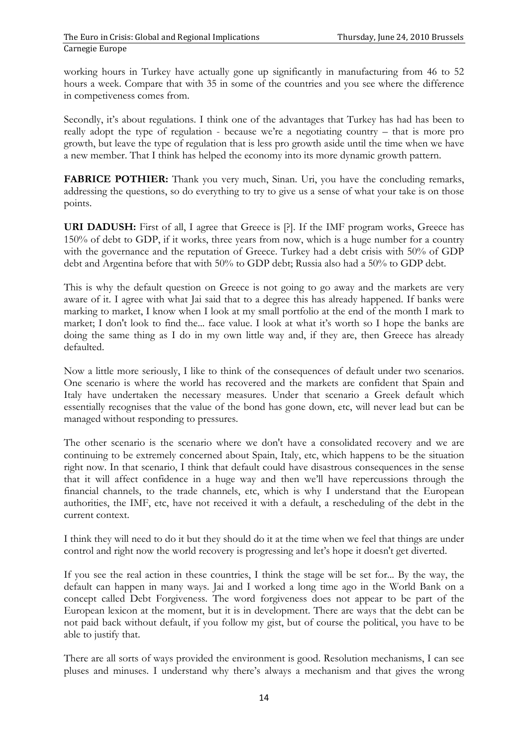working hours in Turkey have actually gone up significantly in manufacturing from 46 to 52 hours a week. Compare that with 35 in some of the countries and you see where the difference in competiveness comes from.

Secondly, it's about regulations. I think one of the advantages that Turkey has had has been to really adopt the type of regulation - because we're a negotiating country – that is more pro growth, but leave the type of regulation that is less pro growth aside until the time when we have a new member. That I think has helped the economy into its more dynamic growth pattern.

**FABRICE POTHIER:** Thank you very much, Sinan. Uri, you have the concluding remarks, addressing the questions, so do everything to try to give us a sense of what your take is on those points.

**URI DADUSH:** First of all, I agree that Greece is [?]. If the IMF program works, Greece has 150% of debt to GDP, if it works, three years from now, which is a huge number for a country with the governance and the reputation of Greece. Turkey had a debt crisis with 50% of GDP debt and Argentina before that with 50% to GDP debt; Russia also had a 50% to GDP debt.

This is why the default question on Greece is not going to go away and the markets are very aware of it. I agree with what Jai said that to a degree this has already happened. If banks were marking to market, I know when I look at my small portfolio at the end of the month I mark to market; I don't look to find the... face value. I look at what it's worth so I hope the banks are doing the same thing as I do in my own little way and, if they are, then Greece has already defaulted.

Now a little more seriously, I like to think of the consequences of default under two scenarios. One scenario is where the world has recovered and the markets are confident that Spain and Italy have undertaken the necessary measures. Under that scenario a Greek default which essentially recognises that the value of the bond has gone down, etc, will never lead but can be managed without responding to pressures.

The other scenario is the scenario where we don't have a consolidated recovery and we are continuing to be extremely concerned about Spain, Italy, etc, which happens to be the situation right now. In that scenario, I think that default could have disastrous consequences in the sense that it will affect confidence in a huge way and then we'll have repercussions through the financial channels, to the trade channels, etc, which is why I understand that the European authorities, the IMF, etc, have not received it with a default, a rescheduling of the debt in the current context.

I think they will need to do it but they should do it at the time when we feel that things are under control and right now the world recovery is progressing and let's hope it doesn't get diverted.

If you see the real action in these countries, I think the stage will be set for... By the way, the default can happen in many ways. Jai and I worked a long time ago in the World Bank on a concept called Debt Forgiveness. The word forgiveness does not appear to be part of the European lexicon at the moment, but it is in development. There are ways that the debt can be not paid back without default, if you follow my gist, but of course the political, you have to be able to justify that.

There are all sorts of ways provided the environment is good. Resolution mechanisms, I can see pluses and minuses. I understand why there's always a mechanism and that gives the wrong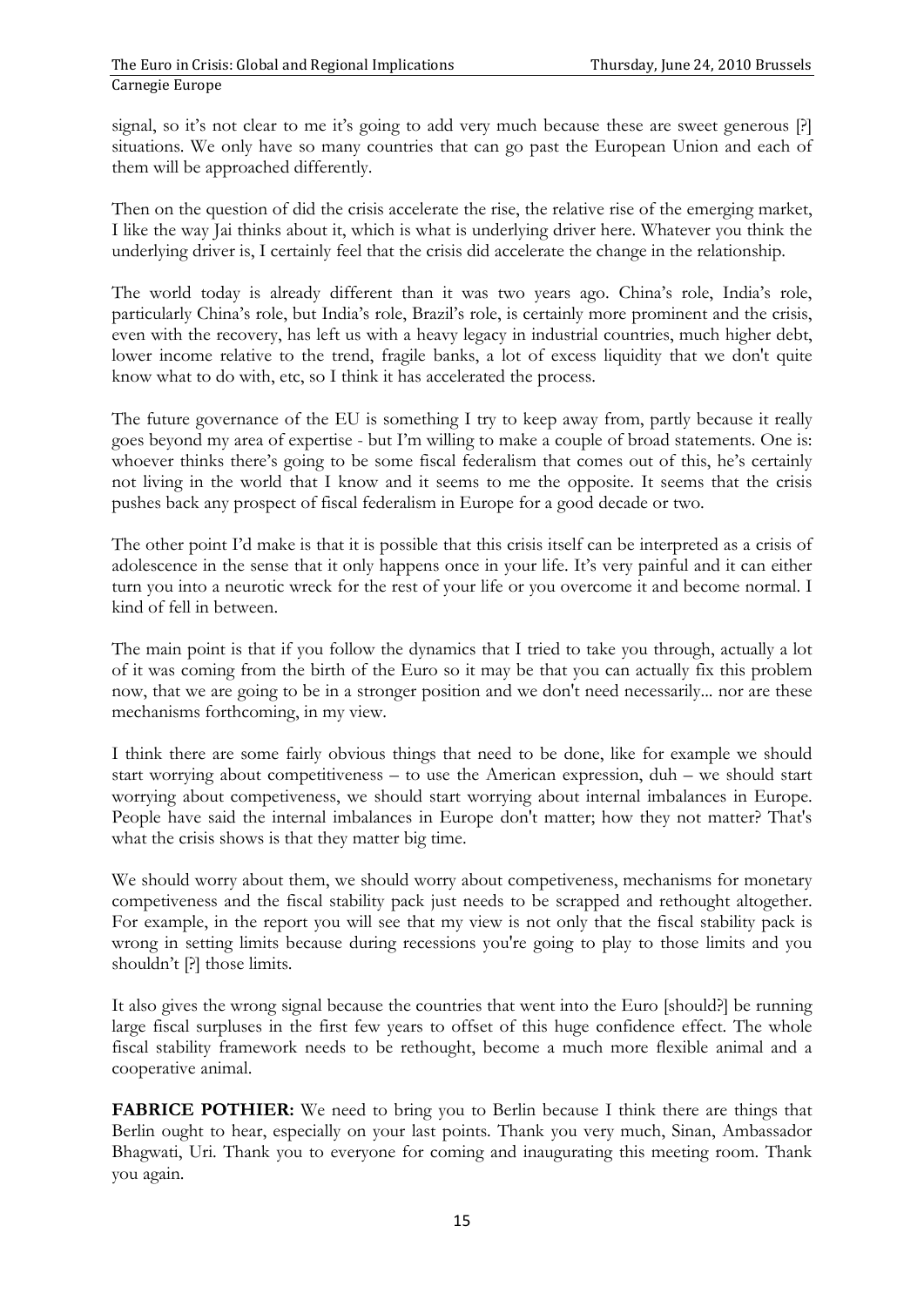signal, so it's not clear to me it's going to add very much because these are sweet generous [?] situations. We only have so many countries that can go past the European Union and each of them will be approached differently.

Then on the question of did the crisis accelerate the rise, the relative rise of the emerging market, I like the way Jai thinks about it, which is what is underlying driver here. Whatever you think the underlying driver is, I certainly feel that the crisis did accelerate the change in the relationship.

The world today is already different than it was two years ago. China's role, India's role, particularly China's role, but India's role, Brazil's role, is certainly more prominent and the crisis, even with the recovery, has left us with a heavy legacy in industrial countries, much higher debt, lower income relative to the trend, fragile banks, a lot of excess liquidity that we don't quite know what to do with, etc, so I think it has accelerated the process.

The future governance of the EU is something I try to keep away from, partly because it really goes beyond my area of expertise - but I'm willing to make a couple of broad statements. One is: whoever thinks there's going to be some fiscal federalism that comes out of this, he's certainly not living in the world that I know and it seems to me the opposite. It seems that the crisis pushes back any prospect of fiscal federalism in Europe for a good decade or two.

The other point I'd make is that it is possible that this crisis itself can be interpreted as a crisis of adolescence in the sense that it only happens once in your life. It's very painful and it can either turn you into a neurotic wreck for the rest of your life or you overcome it and become normal. I kind of fell in between.

The main point is that if you follow the dynamics that I tried to take you through, actually a lot of it was coming from the birth of the Euro so it may be that you can actually fix this problem now, that we are going to be in a stronger position and we don't need necessarily... nor are these mechanisms forthcoming, in my view.

I think there are some fairly obvious things that need to be done, like for example we should start worrying about competitiveness – to use the American expression, duh – we should start worrying about competiveness, we should start worrying about internal imbalances in Europe. People have said the internal imbalances in Europe don't matter; how they not matter? That's what the crisis shows is that they matter big time.

We should worry about them, we should worry about competiveness, mechanisms for monetary competiveness and the fiscal stability pack just needs to be scrapped and rethought altogether. For example, in the report you will see that my view is not only that the fiscal stability pack is wrong in setting limits because during recessions you're going to play to those limits and you shouldn't [?] those limits.

It also gives the wrong signal because the countries that went into the Euro [should?] be running large fiscal surpluses in the first few years to offset of this huge confidence effect. The whole fiscal stability framework needs to be rethought, become a much more flexible animal and a cooperative animal.

**FABRICE POTHIER:** We need to bring you to Berlin because I think there are things that Berlin ought to hear, especially on your last points. Thank you very much, Sinan, Ambassador Bhagwati, Uri. Thank you to everyone for coming and inaugurating this meeting room. Thank you again.